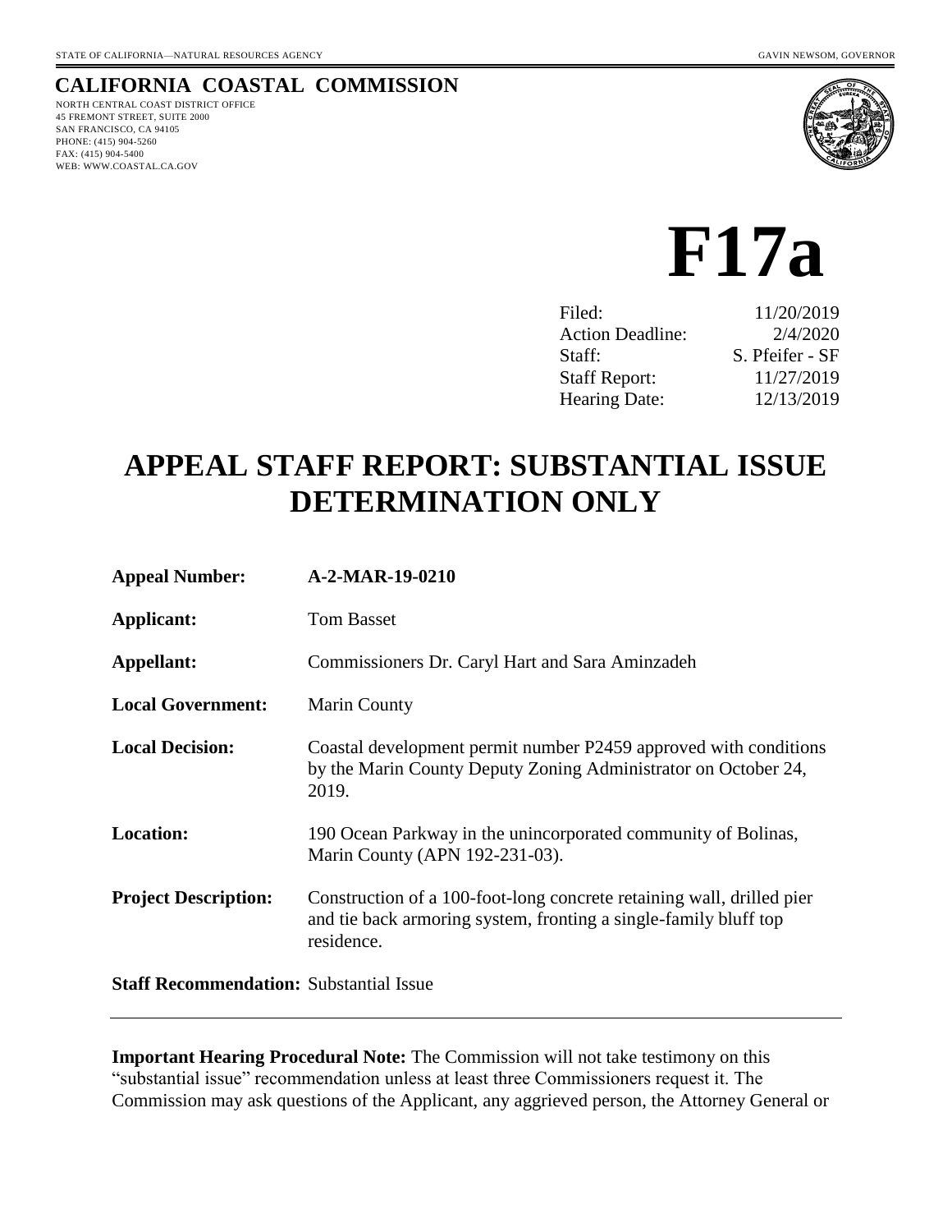STATE OF CALIFORNIA—NATURAL RESOURCES AGENCY GAVIN NEWSOM, GOVERNOR

# CALIFORNIA COASTAL COMMISSION

NORTH CENTRAL COAST DISTRICT OFFICE
45 FREMONT STREET, SUITE 2000
SAN FRANCISCO, CA 94105
PHONE: (415) 904-5260
FAX: (415) 904-5400
WEB: WWW.COASTAL.CA.GOV

# F17a

| | |
|---|---|
| Filed: | 11/20/2019 |
| Action Deadline: | 2/4/2020 |
| Staff: | S. Pfeifer - SF |
| Staff Report: | 11/27/2019 |
| Hearing Date: | 12/13/2019 |

# APPEAL STAFF REPORT: SUBSTANTIAL ISSUE DETERMINATION ONLY

**Appeal Number:** A-2-MAR-19-0210

**Applicant:** Tom Basset

**Appellant:** Commissioners Dr. Caryl Hart and Sara Aminzadeh

**Local Government:** Marin County

**Local Decision:** Coastal development permit number P2459 approved with conditions by the Marin County Deputy Zoning Administrator on October 24, 2019.

**Location:** 190 Ocean Parkway in the unincorporated community of Bolinas, Marin County (APN 192-231-03).

**Project Description:** Construction of a 100-foot-long concrete retaining wall, drilled pier and tie back armoring system, fronting a single-family bluff top residence.

**Staff Recommendation:** Substantial Issue

---

**Important Hearing Procedural Note:** The Commission will not take testimony on this "substantial issue" recommendation unless at least three Commissioners request it. The Commission may ask questions of the Applicant, any aggrieved person, the Attorney General or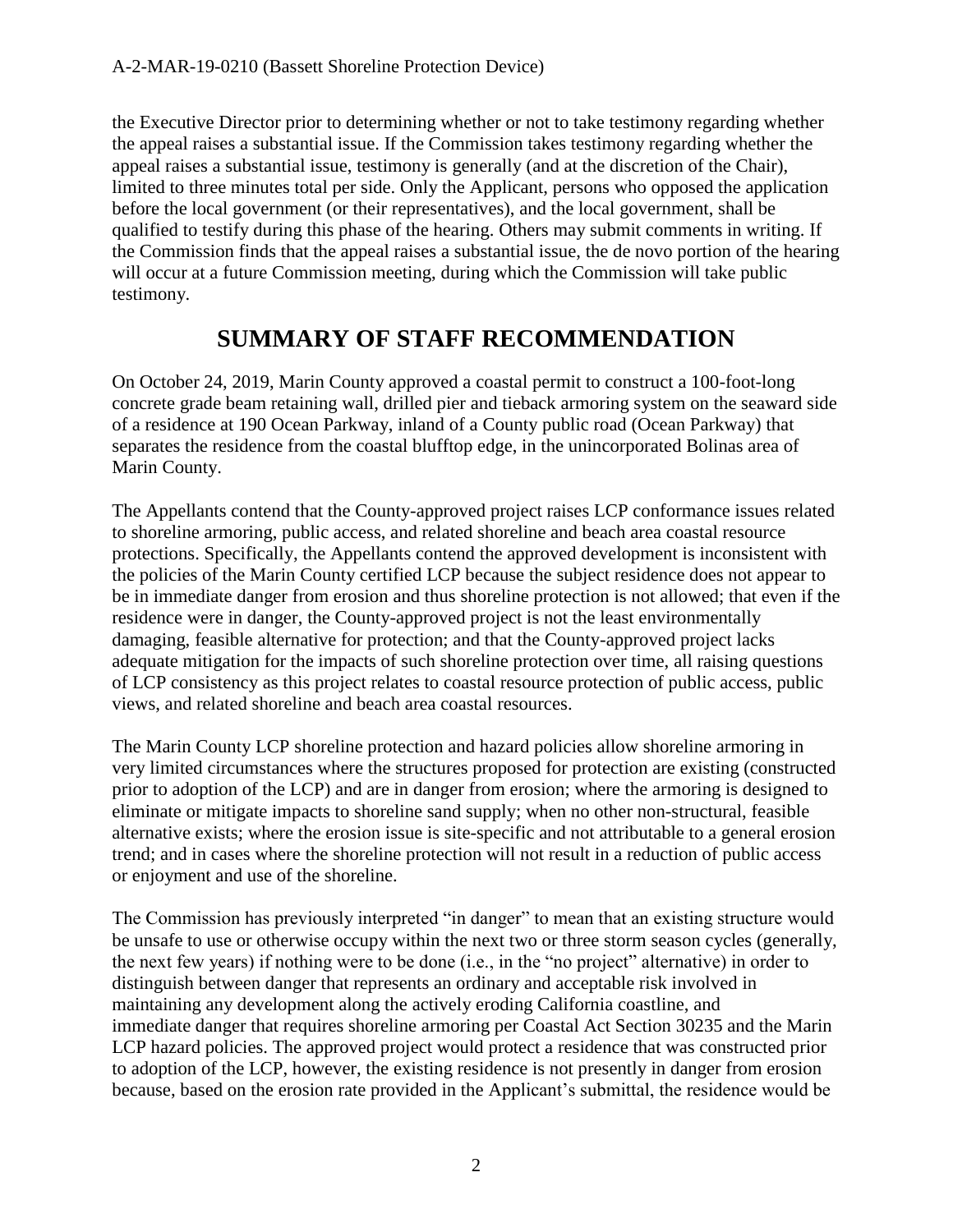the Executive Director prior to determining whether or not to take testimony regarding whether the appeal raises a substantial issue. If the Commission takes testimony regarding whether the appeal raises a substantial issue, testimony is generally (and at the discretion of the Chair), limited to three minutes total per side. Only the Applicant, persons who opposed the application before the local government (or their representatives), and the local government, shall be qualified to testify during this phase of the hearing. Others may submit comments in writing. If the Commission finds that the appeal raises a substantial issue, the de novo portion of the hearing will occur at a future Commission meeting, during which the Commission will take public testimony.

## SUMMARY OF STAFF RECOMMENDATION

On October 24, 2019, Marin County approved a coastal permit to construct a 100-foot-long concrete grade beam retaining wall, drilled pier and tieback armoring system on the seaward side of a residence at 190 Ocean Parkway, inland of a County public road (Ocean Parkway) that separates the residence from the coastal blufftop edge, in the unincorporated Bolinas area of Marin County.

The Appellants contend that the County-approved project raises LCP conformance issues related to shoreline armoring, public access, and related shoreline and beach area coastal resource protections. Specifically, the Appellants contend the approved development is inconsistent with the policies of the Marin County certified LCP because the subject residence does not appear to be in immediate danger from erosion and thus shoreline protection is not allowed; that even if the residence were in danger, the County-approved project is not the least environmentally damaging, feasible alternative for protection; and that the County-approved project lacks adequate mitigation for the impacts of such shoreline protection over time, all raising questions of LCP consistency as this project relates to coastal resource protection of public access, public views, and related shoreline and beach area coastal resources.

The Marin County LCP shoreline protection and hazard policies allow shoreline armoring in very limited circumstances where the structures proposed for protection are existing (constructed prior to adoption of the LCP) and are in danger from erosion; where the armoring is designed to eliminate or mitigate impacts to shoreline sand supply; when no other non-structural, feasible alternative exists; where the erosion issue is site-specific and not attributable to a general erosion trend; and in cases where the shoreline protection will not result in a reduction of public access or enjoyment and use of the shoreline.

The Commission has previously interpreted "in danger" to mean that an existing structure would be unsafe to use or otherwise occupy within the next two or three storm season cycles (generally, the next few years) if nothing were to be done (i.e., in the "no project" alternative) in order to distinguish between danger that represents an ordinary and acceptable risk involved in maintaining any development along the actively eroding California coastline, and immediate danger that requires shoreline armoring per Coastal Act Section 30235 and the Marin LCP hazard policies. The approved project would protect a residence that was constructed prior to adoption of the LCP, however, the existing residence is not presently in danger from erosion because, based on the erosion rate provided in the Applicant's submittal, the residence would be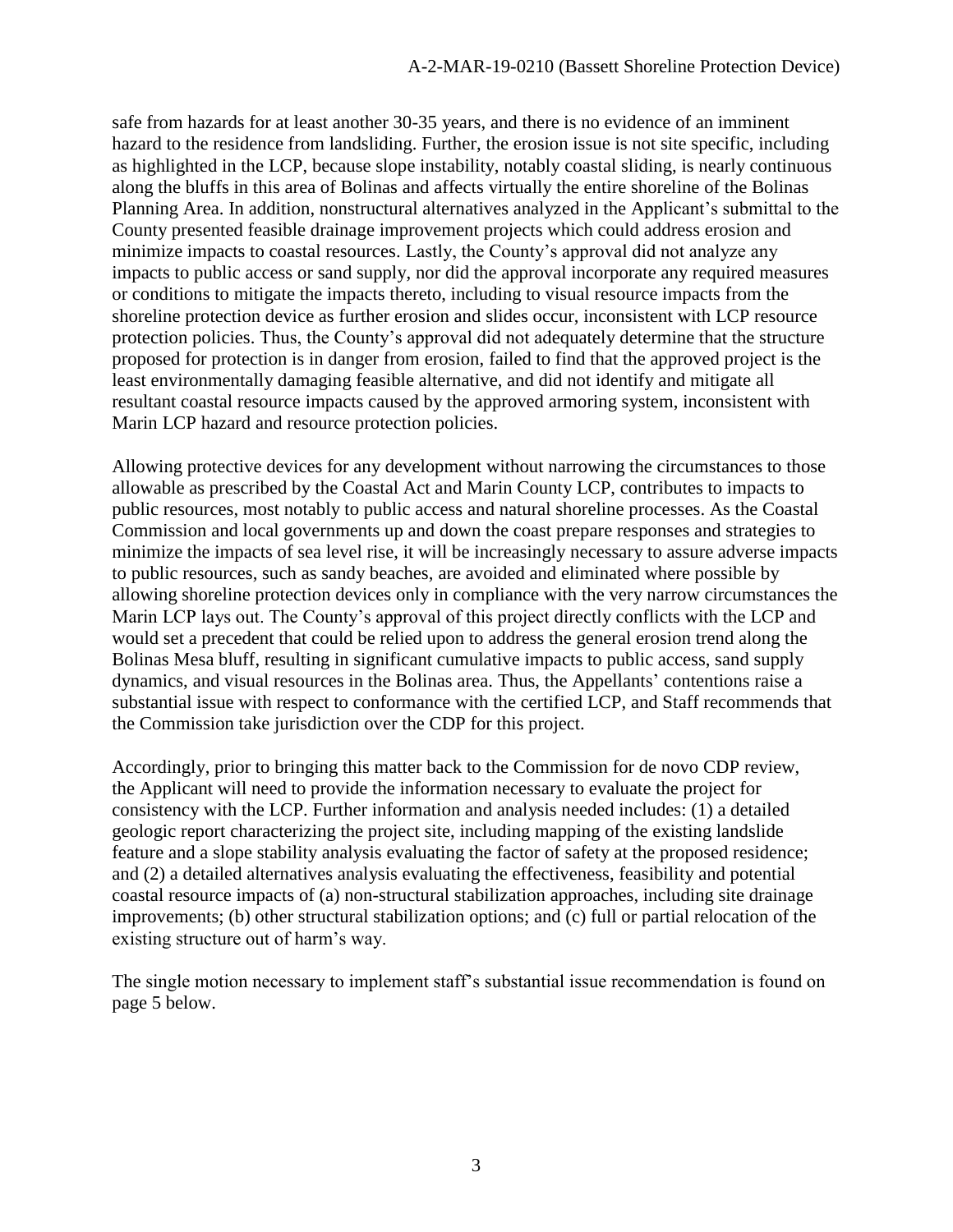safe from hazards for at least another 30-35 years, and there is no evidence of an imminent hazard to the residence from landsliding. Further, the erosion issue is not site specific, including as highlighted in the LCP, because slope instability, notably coastal sliding, is nearly continuous along the bluffs in this area of Bolinas and affects virtually the entire shoreline of the Bolinas Planning Area. In addition, nonstructural alternatives analyzed in the Applicant's submittal to the County presented feasible drainage improvement projects which could address erosion and minimize impacts to coastal resources. Lastly, the County's approval did not analyze any impacts to public access or sand supply, nor did the approval incorporate any required measures or conditions to mitigate the impacts thereto, including to visual resource impacts from the shoreline protection device as further erosion and slides occur, inconsistent with LCP resource protection policies. Thus, the County's approval did not adequately determine that the structure proposed for protection is in danger from erosion, failed to find that the approved project is the least environmentally damaging feasible alternative, and did not identify and mitigate all resultant coastal resource impacts caused by the approved armoring system, inconsistent with Marin LCP hazard and resource protection policies.

Allowing protective devices for any development without narrowing the circumstances to those allowable as prescribed by the Coastal Act and Marin County LCP, contributes to impacts to public resources, most notably to public access and natural shoreline processes. As the Coastal Commission and local governments up and down the coast prepare responses and strategies to minimize the impacts of sea level rise, it will be increasingly necessary to assure adverse impacts to public resources, such as sandy beaches, are avoided and eliminated where possible by allowing shoreline protection devices only in compliance with the very narrow circumstances the Marin LCP lays out. The County's approval of this project directly conflicts with the LCP and would set a precedent that could be relied upon to address the general erosion trend along the Bolinas Mesa bluff, resulting in significant cumulative impacts to public access, sand supply dynamics, and visual resources in the Bolinas area. Thus, the Appellants' contentions raise a substantial issue with respect to conformance with the certified LCP, and Staff recommends that the Commission take jurisdiction over the CDP for this project.

Accordingly, prior to bringing this matter back to the Commission for de novo CDP review, the Applicant will need to provide the information necessary to evaluate the project for consistency with the LCP. Further information and analysis needed includes: (1) a detailed geologic report characterizing the project site, including mapping of the existing landslide feature and a slope stability analysis evaluating the factor of safety at the proposed residence; and (2) a detailed alternatives analysis evaluating the effectiveness, feasibility and potential coastal resource impacts of (a) non-structural stabilization approaches, including site drainage improvements; (b) other structural stabilization options; and (c) full or partial relocation of the existing structure out of harm's way.

The single motion necessary to implement staff's substantial issue recommendation is found on page 5 below.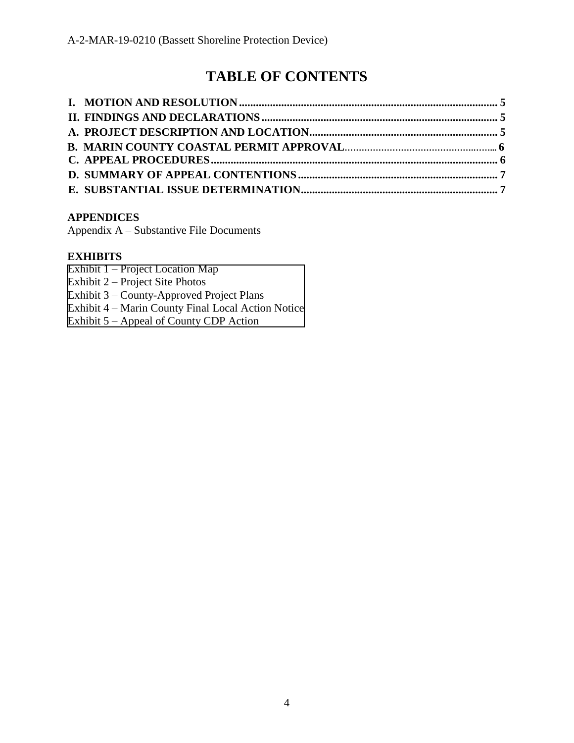# TABLE OF CONTENTS

**I. MOTION AND RESOLUTION .......................................................................................... 5**
**II. FINDINGS AND DECLARATIONS .................................................................................. 5**
**A. PROJECT DESCRIPTION AND LOCATION.................................................................. 5**
**B. MARIN COUNTY COASTAL PERMIT APPROVAL.................................................... 6**
**C. APPEAL PROCEDURES .................................................................................................. 6**
**D. SUMMARY OF APPEAL CONTENTIONS ..................................................................... 7**
**E. SUBSTANTIAL ISSUE DETERMINATION.................................................................... 7**

**APPENDICES**

Appendix A – Substantive File Documents

**EXHIBITS**

Exhibit 1 – Project Location Map
Exhibit 2 – Project Site Photos
Exhibit 3 – County-Approved Project Plans
Exhibit 4 – Marin County Final Local Action Notice
Exhibit 5 – Appeal of County CDP Action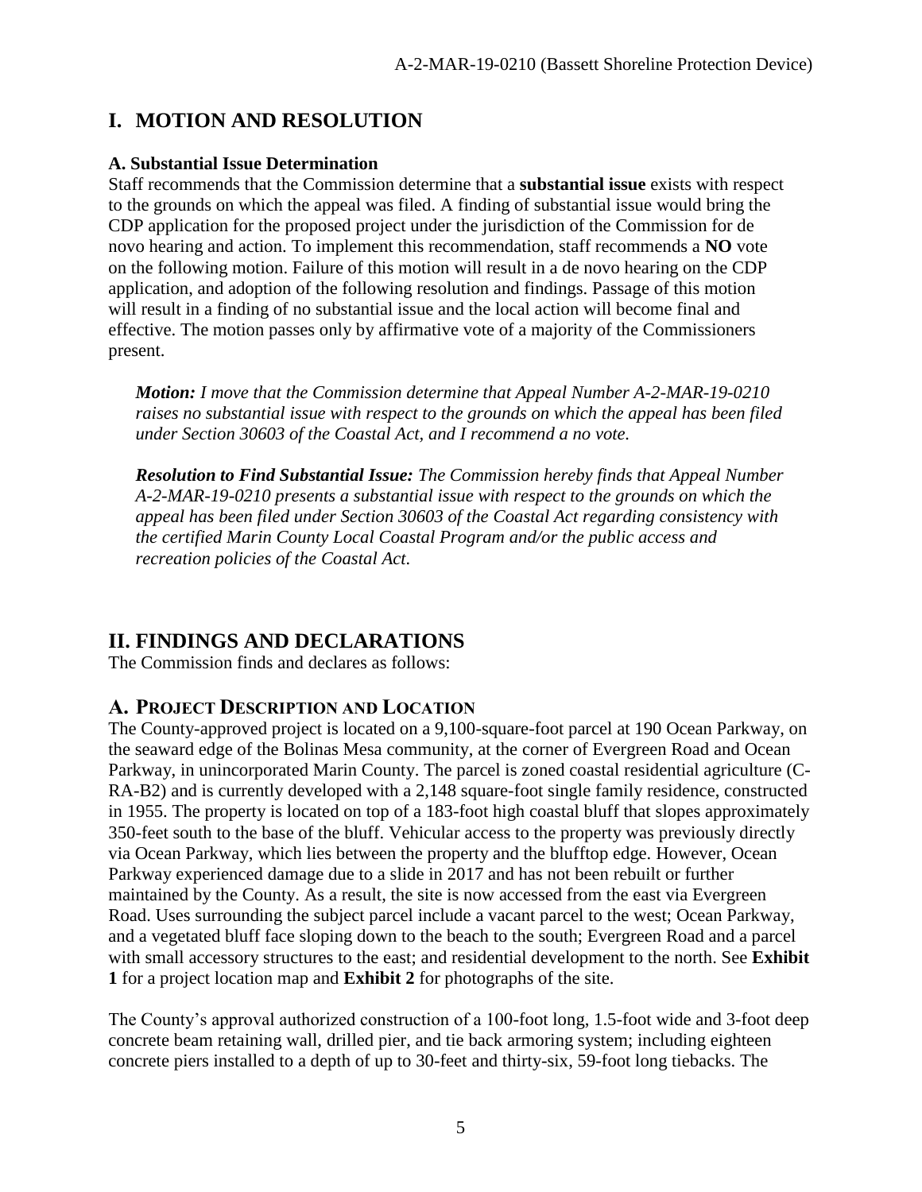# I. MOTION AND RESOLUTION

### A. Substantial Issue Determination

Staff recommends that the Commission determine that a **substantial issue** exists with respect to the grounds on which the appeal was filed. A finding of substantial issue would bring the CDP application for the proposed project under the jurisdiction of the Commission for de novo hearing and action. To implement this recommendation, staff recommends a **NO** vote on the following motion. Failure of this motion will result in a de novo hearing on the CDP application, and adoption of the following resolution and findings. Passage of this motion will result in a finding of no substantial issue and the local action will become final and effective. The motion passes only by affirmative vote of a majority of the Commissioners present.

> ***Motion:*** *I move that the Commission determine that Appeal Number A-2-MAR-19-0210 raises no substantial issue with respect to the grounds on which the appeal has been filed under Section 30603 of the Coastal Act, and I recommend a no vote.*
>
> ***Resolution to Find Substantial Issue:*** *The Commission hereby finds that Appeal Number A-2-MAR-19-0210 presents a substantial issue with respect to the grounds on which the appeal has been filed under Section 30603 of the Coastal Act regarding consistency with the certified Marin County Local Coastal Program and/or the public access and recreation policies of the Coastal Act.*

# II. FINDINGS AND DECLARATIONS

The Commission finds and declares as follows:

## A. PROJECT DESCRIPTION AND LOCATION

The County-approved project is located on a 9,100-square-foot parcel at 190 Ocean Parkway, on the seaward edge of the Bolinas Mesa community, at the corner of Evergreen Road and Ocean Parkway, in unincorporated Marin County. The parcel is zoned coastal residential agriculture (C-RA-B2) and is currently developed with a 2,148 square-foot single family residence, constructed in 1955. The property is located on top of a 183-foot high coastal bluff that slopes approximately 350-feet south to the base of the bluff. Vehicular access to the property was previously directly via Ocean Parkway, which lies between the property and the blufftop edge. However, Ocean Parkway experienced damage due to a slide in 2017 and has not been rebuilt or further maintained by the County. As a result, the site is now accessed from the east via Evergreen Road. Uses surrounding the subject parcel include a vacant parcel to the west; Ocean Parkway, and a vegetated bluff face sloping down to the beach to the south; Evergreen Road and a parcel with small accessory structures to the east; and residential development to the north. See **Exhibit 1** for a project location map and **Exhibit 2** for photographs of the site.

The County's approval authorized construction of a 100-foot long, 1.5-foot wide and 3-foot deep concrete beam retaining wall, drilled pier, and tie back armoring system; including eighteen concrete piers installed to a depth of up to 30-feet and thirty-six, 59-foot long tiebacks. The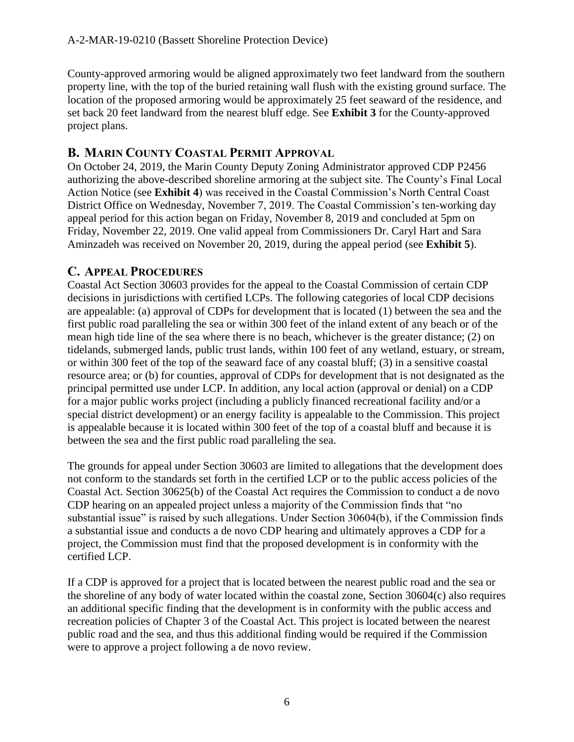County-approved armoring would be aligned approximately two feet landward from the southern property line, with the top of the buried retaining wall flush with the existing ground surface. The location of the proposed armoring would be approximately 25 feet seaward of the residence, and set back 20 feet landward from the nearest bluff edge. See **Exhibit 3** for the County-approved project plans.

## B. Marin County Coastal Permit Approval

On October 24, 2019, the Marin County Deputy Zoning Administrator approved CDP P2456 authorizing the above-described shoreline armoring at the subject site. The County's Final Local Action Notice (see **Exhibit 4**) was received in the Coastal Commission's North Central Coast District Office on Wednesday, November 7, 2019. The Coastal Commission's ten-working day appeal period for this action began on Friday, November 8, 2019 and concluded at 5pm on Friday, November 22, 2019. One valid appeal from Commissioners Dr. Caryl Hart and Sara Aminzadeh was received on November 20, 2019, during the appeal period (see **Exhibit 5**).

## C. Appeal Procedures

Coastal Act Section 30603 provides for the appeal to the Coastal Commission of certain CDP decisions in jurisdictions with certified LCPs. The following categories of local CDP decisions are appealable: (a) approval of CDPs for development that is located (1) between the sea and the first public road paralleling the sea or within 300 feet of the inland extent of any beach or of the mean high tide line of the sea where there is no beach, whichever is the greater distance; (2) on tidelands, submerged lands, public trust lands, within 100 feet of any wetland, estuary, or stream, or within 300 feet of the top of the seaward face of any coastal bluff; (3) in a sensitive coastal resource area; or (b) for counties, approval of CDPs for development that is not designated as the principal permitted use under LCP. In addition, any local action (approval or denial) on a CDP for a major public works project (including a publicly financed recreational facility and/or a special district development) or an energy facility is appealable to the Commission. This project is appealable because it is located within 300 feet of the top of a coastal bluff and because it is between the sea and the first public road paralleling the sea.

The grounds for appeal under Section 30603 are limited to allegations that the development does not conform to the standards set forth in the certified LCP or to the public access policies of the Coastal Act. Section 30625(b) of the Coastal Act requires the Commission to conduct a de novo CDP hearing on an appealed project unless a majority of the Commission finds that "no substantial issue" is raised by such allegations. Under Section 30604(b), if the Commission finds a substantial issue and conducts a de novo CDP hearing and ultimately approves a CDP for a project, the Commission must find that the proposed development is in conformity with the certified LCP.

If a CDP is approved for a project that is located between the nearest public road and the sea or the shoreline of any body of water located within the coastal zone, Section 30604(c) also requires an additional specific finding that the development is in conformity with the public access and recreation policies of Chapter 3 of the Coastal Act. This project is located between the nearest public road and the sea, and thus this additional finding would be required if the Commission were to approve a project following a de novo review.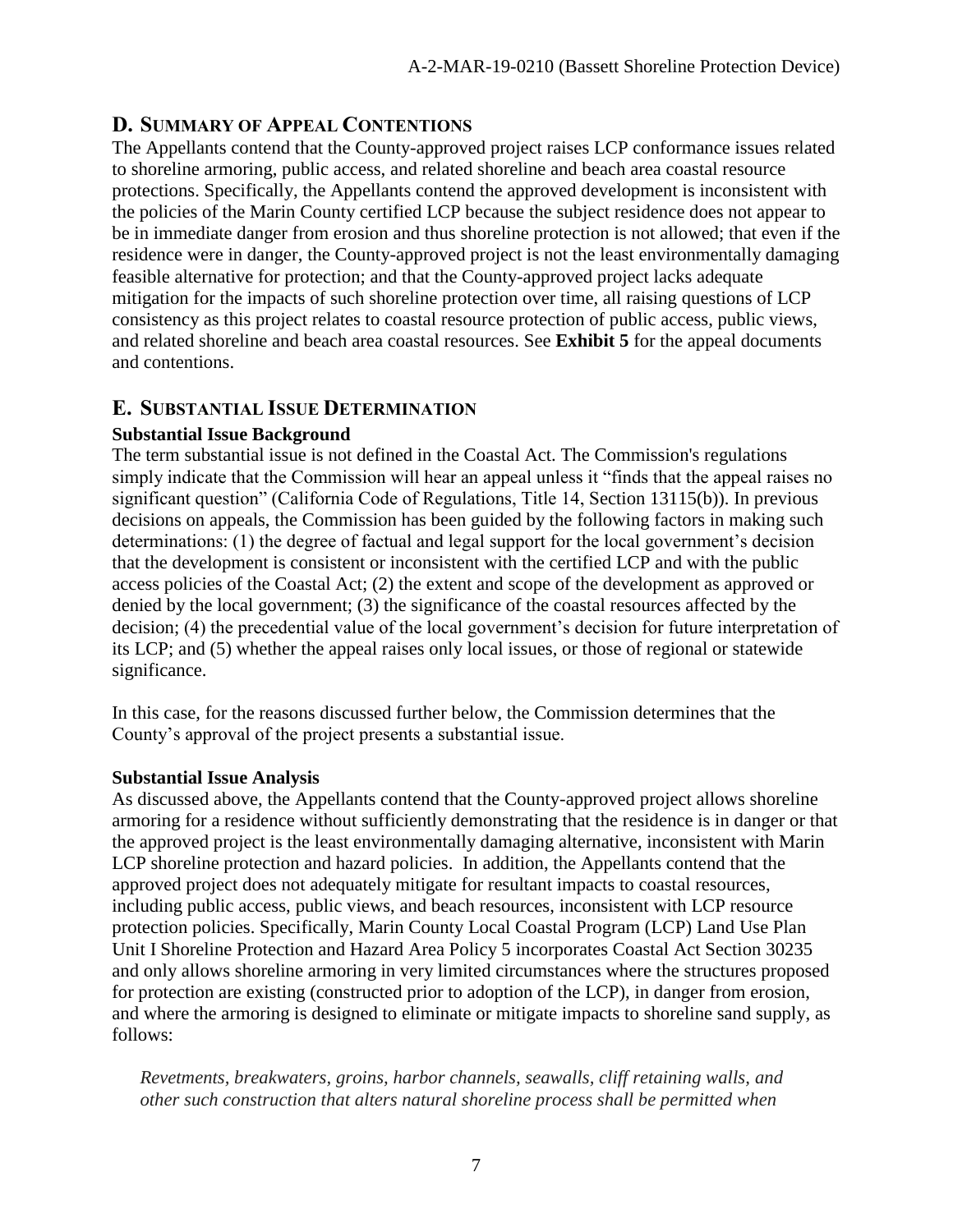## D. SUMMARY OF APPEAL CONTENTIONS

The Appellants contend that the County-approved project raises LCP conformance issues related to shoreline armoring, public access, and related shoreline and beach area coastal resource protections. Specifically, the Appellants contend the approved development is inconsistent with the policies of the Marin County certified LCP because the subject residence does not appear to be in immediate danger from erosion and thus shoreline protection is not allowed; that even if the residence were in danger, the County-approved project is not the least environmentally damaging feasible alternative for protection; and that the County-approved project lacks adequate mitigation for the impacts of such shoreline protection over time, all raising questions of LCP consistency as this project relates to coastal resource protection of public access, public views, and related shoreline and beach area coastal resources. See **Exhibit 5** for the appeal documents and contentions.

## E. SUBSTANTIAL ISSUE DETERMINATION

**Substantial Issue Background**

The term substantial issue is not defined in the Coastal Act. The Commission's regulations simply indicate that the Commission will hear an appeal unless it "finds that the appeal raises no significant question" (California Code of Regulations, Title 14, Section 13115(b)). In previous decisions on appeals, the Commission has been guided by the following factors in making such determinations: (1) the degree of factual and legal support for the local government's decision that the development is consistent or inconsistent with the certified LCP and with the public access policies of the Coastal Act; (2) the extent and scope of the development as approved or denied by the local government; (3) the significance of the coastal resources affected by the decision; (4) the precedential value of the local government's decision for future interpretation of its LCP; and (5) whether the appeal raises only local issues, or those of regional or statewide significance.

In this case, for the reasons discussed further below, the Commission determines that the County's approval of the project presents a substantial issue.

**Substantial Issue Analysis**

As discussed above, the Appellants contend that the County-approved project allows shoreline armoring for a residence without sufficiently demonstrating that the residence is in danger or that the approved project is the least environmentally damaging alternative, inconsistent with Marin LCP shoreline protection and hazard policies. In addition, the Appellants contend that the approved project does not adequately mitigate for resultant impacts to coastal resources, including public access, public views, and beach resources, inconsistent with LCP resource protection policies. Specifically, Marin County Local Coastal Program (LCP) Land Use Plan Unit I Shoreline Protection and Hazard Area Policy 5 incorporates Coastal Act Section 30235 and only allows shoreline armoring in very limited circumstances where the structures proposed for protection are existing (constructed prior to adoption of the LCP), in danger from erosion, and where the armoring is designed to eliminate or mitigate impacts to shoreline sand supply, as follows:

> *Revetments, breakwaters, groins, harbor channels, seawalls, cliff retaining walls, and other such construction that alters natural shoreline process shall be permitted when*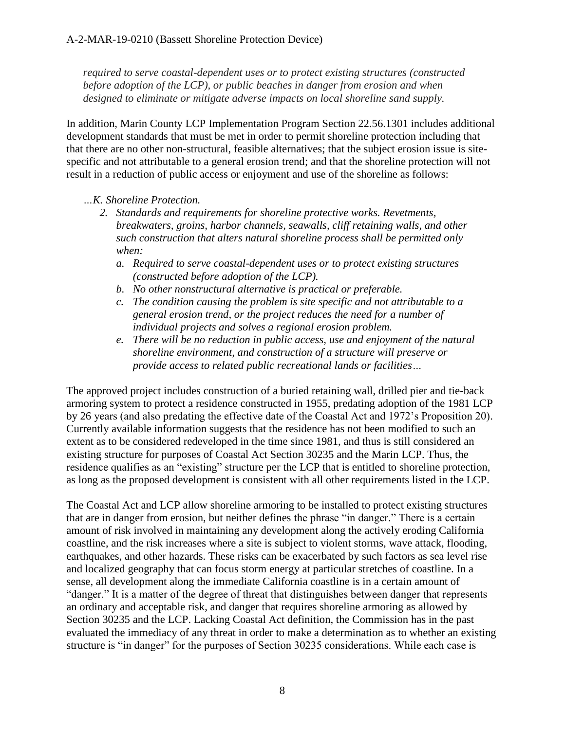*required to serve coastal-dependent uses or to protect existing structures (constructed before adoption of the LCP), or public beaches in danger from erosion and when designed to eliminate or mitigate adverse impacts on local shoreline sand supply.*

In addition, Marin County LCP Implementation Program Section 22.56.1301 includes additional development standards that must be met in order to permit shoreline protection including that that there are no other non-structural, feasible alternatives; that the subject erosion issue is site-specific and not attributable to a general erosion trend; and that the shoreline protection will not result in a reduction of public access or enjoyment and use of the shoreline as follows:

*…K. Shoreline Protection.*

2. *Standards and requirements for shoreline protective works. Revetments, breakwaters, groins, harbor channels, seawalls, cliff retaining walls, and other such construction that alters natural shoreline process shall be permitted only when:*
   a. *Required to serve coastal-dependent uses or to protect existing structures (constructed before adoption of the LCP).*
   b. *No other nonstructural alternative is practical or preferable.*
   c. *The condition causing the problem is site specific and not attributable to a general erosion trend, or the project reduces the need for a number of individual projects and solves a regional erosion problem.*
   e. *There will be no reduction in public access, use and enjoyment of the natural shoreline environment, and construction of a structure will preserve or provide access to related public recreational lands or facilities…*

The approved project includes construction of a buried retaining wall, drilled pier and tie-back armoring system to protect a residence constructed in 1955, predating adoption of the 1981 LCP by 26 years (and also predating the effective date of the Coastal Act and 1972's Proposition 20). Currently available information suggests that the residence has not been modified to such an extent as to be considered redeveloped in the time since 1981, and thus is still considered an existing structure for purposes of Coastal Act Section 30235 and the Marin LCP. Thus, the residence qualifies as an "existing" structure per the LCP that is entitled to shoreline protection, as long as the proposed development is consistent with all other requirements listed in the LCP.

The Coastal Act and LCP allow shoreline armoring to be installed to protect existing structures that are in danger from erosion, but neither defines the phrase "in danger." There is a certain amount of risk involved in maintaining any development along the actively eroding California coastline, and the risk increases where a site is subject to violent storms, wave attack, flooding, earthquakes, and other hazards. These risks can be exacerbated by such factors as sea level rise and localized geography that can focus storm energy at particular stretches of coastline. In a sense, all development along the immediate California coastline is in a certain amount of "danger." It is a matter of the degree of threat that distinguishes between danger that represents an ordinary and acceptable risk, and danger that requires shoreline armoring as allowed by Section 30235 and the LCP. Lacking Coastal Act definition, the Commission has in the past evaluated the immediacy of any threat in order to make a determination as to whether an existing structure is "in danger" for the purposes of Section 30235 considerations. While each case is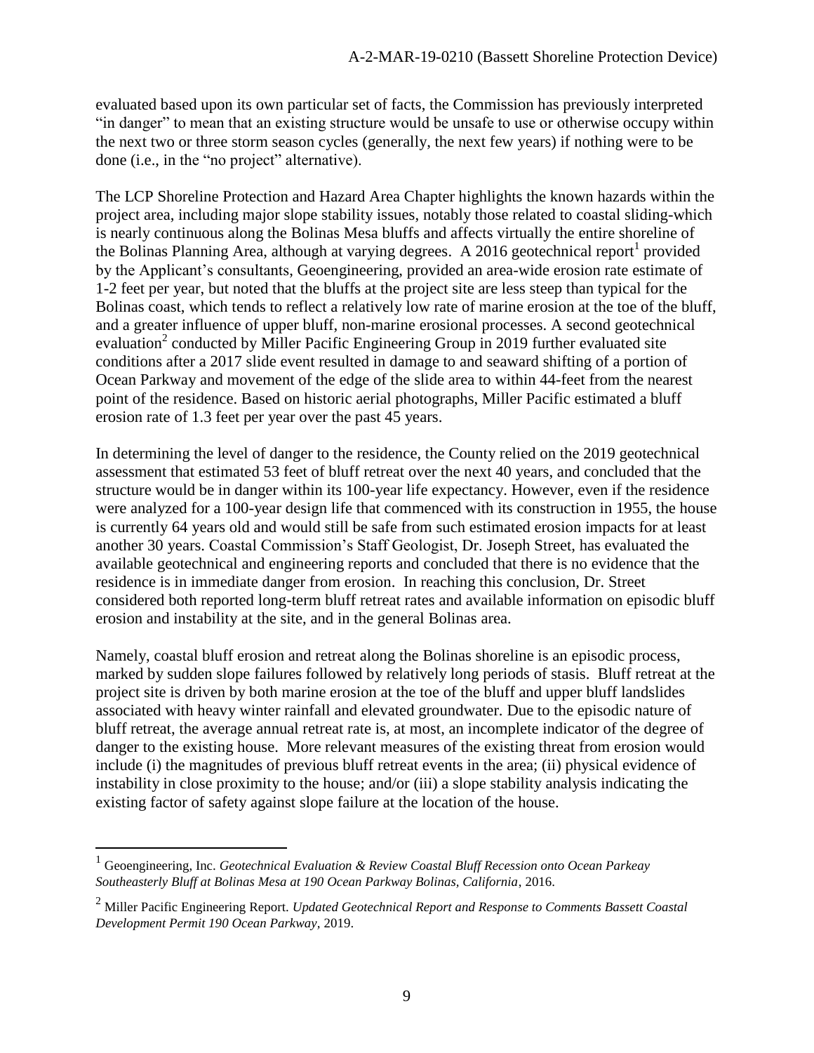evaluated based upon its own particular set of facts, the Commission has previously interpreted "in danger" to mean that an existing structure would be unsafe to use or otherwise occupy within the next two or three storm season cycles (generally, the next few years) if nothing were to be done (i.e., in the "no project" alternative).

The LCP Shoreline Protection and Hazard Area Chapter highlights the known hazards within the project area, including major slope stability issues, notably those related to coastal sliding-which is nearly continuous along the Bolinas Mesa bluffs and affects virtually the entire shoreline of the Bolinas Planning Area, although at varying degrees. A 2016 geotechnical report[1] provided by the Applicant's consultants, Geoengineering, provided an area-wide erosion rate estimate of 1-2 feet per year, but noted that the bluffs at the project site are less steep than typical for the Bolinas coast, which tends to reflect a relatively low rate of marine erosion at the toe of the bluff, and a greater influence of upper bluff, non-marine erosional processes. A second geotechnical evaluation[2] conducted by Miller Pacific Engineering Group in 2019 further evaluated site conditions after a 2017 slide event resulted in damage to and seaward shifting of a portion of Ocean Parkway and movement of the edge of the slide area to within 44-feet from the nearest point of the residence. Based on historic aerial photographs, Miller Pacific estimated a bluff erosion rate of 1.3 feet per year over the past 45 years.

In determining the level of danger to the residence, the County relied on the 2019 geotechnical assessment that estimated 53 feet of bluff retreat over the next 40 years, and concluded that the structure would be in danger within its 100-year life expectancy. However, even if the residence were analyzed for a 100-year design life that commenced with its construction in 1955, the house is currently 64 years old and would still be safe from such estimated erosion impacts for at least another 30 years. Coastal Commission's Staff Geologist, Dr. Joseph Street, has evaluated the available geotechnical and engineering reports and concluded that there is no evidence that the residence is in immediate danger from erosion. In reaching this conclusion, Dr. Street considered both reported long-term bluff retreat rates and available information on episodic bluff erosion and instability at the site, and in the general Bolinas area.

Namely, coastal bluff erosion and retreat along the Bolinas shoreline is an episodic process, marked by sudden slope failures followed by relatively long periods of stasis. Bluff retreat at the project site is driven by both marine erosion at the toe of the bluff and upper bluff landslides associated with heavy winter rainfall and elevated groundwater. Due to the episodic nature of bluff retreat, the average annual retreat rate is, at most, an incomplete indicator of the degree of danger to the existing house. More relevant measures of the existing threat from erosion would include (i) the magnitudes of previous bluff retreat events in the area; (ii) physical evidence of instability in close proximity to the house; and/or (iii) a slope stability analysis indicating the existing factor of safety against slope failure at the location of the house.

---

[1] Geoengineering, Inc. *Geotechnical Evaluation & Review Coastal Bluff Recession onto Ocean Parkeay Southeasterly Bluff at Bolinas Mesa at 190 Ocean Parkway Bolinas, California*, 2016.

[2] Miller Pacific Engineering Report. *Updated Geotechnical Report and Response to Comments Bassett Coastal Development Permit 190 Ocean Parkway,* 2019.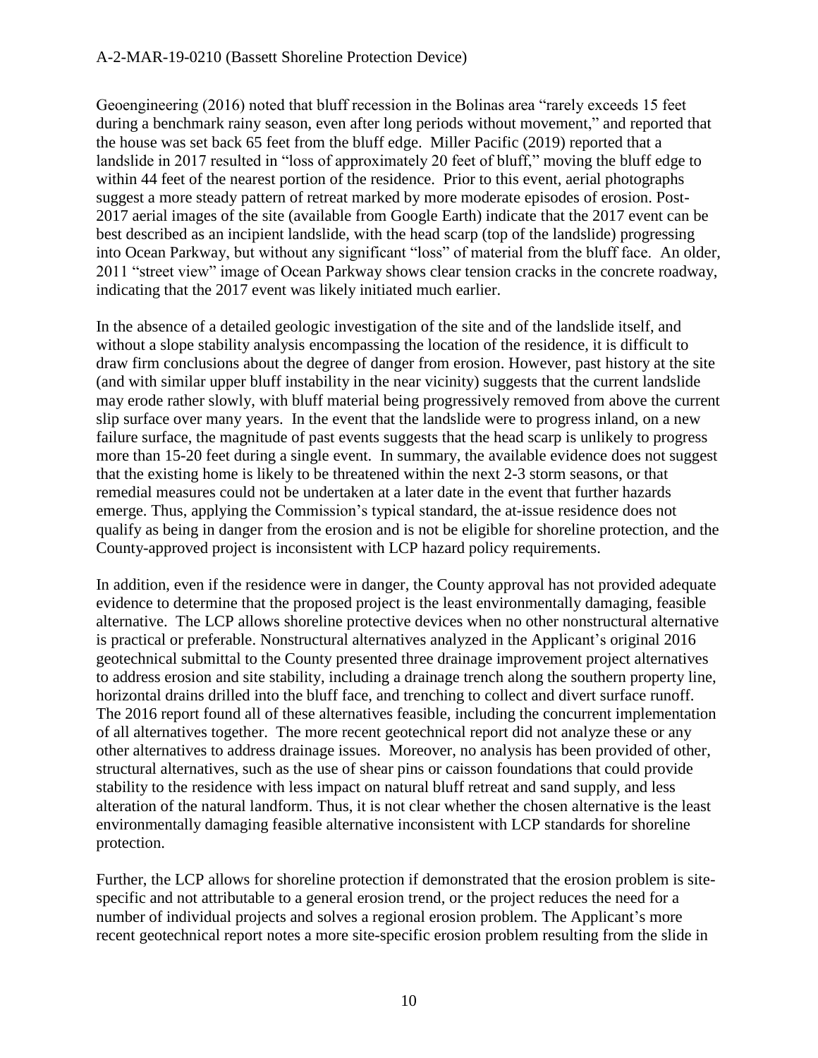Geoengineering (2016) noted that bluff recession in the Bolinas area "rarely exceeds 15 feet during a benchmark rainy season, even after long periods without movement," and reported that the house was set back 65 feet from the bluff edge. Miller Pacific (2019) reported that a landslide in 2017 resulted in "loss of approximately 20 feet of bluff," moving the bluff edge to within 44 feet of the nearest portion of the residence. Prior to this event, aerial photographs suggest a more steady pattern of retreat marked by more moderate episodes of erosion. Post-2017 aerial images of the site (available from Google Earth) indicate that the 2017 event can be best described as an incipient landslide, with the head scarp (top of the landslide) progressing into Ocean Parkway, but without any significant "loss" of material from the bluff face. An older, 2011 "street view" image of Ocean Parkway shows clear tension cracks in the concrete roadway, indicating that the 2017 event was likely initiated much earlier.

In the absence of a detailed geologic investigation of the site and of the landslide itself, and without a slope stability analysis encompassing the location of the residence, it is difficult to draw firm conclusions about the degree of danger from erosion. However, past history at the site (and with similar upper bluff instability in the near vicinity) suggests that the current landslide may erode rather slowly, with bluff material being progressively removed from above the current slip surface over many years. In the event that the landslide were to progress inland, on a new failure surface, the magnitude of past events suggests that the head scarp is unlikely to progress more than 15-20 feet during a single event. In summary, the available evidence does not suggest that the existing home is likely to be threatened within the next 2-3 storm seasons, or that remedial measures could not be undertaken at a later date in the event that further hazards emerge. Thus, applying the Commission's typical standard, the at-issue residence does not qualify as being in danger from the erosion and is not be eligible for shoreline protection, and the County-approved project is inconsistent with LCP hazard policy requirements.

In addition, even if the residence were in danger, the County approval has not provided adequate evidence to determine that the proposed project is the least environmentally damaging, feasible alternative. The LCP allows shoreline protective devices when no other nonstructural alternative is practical or preferable. Nonstructural alternatives analyzed in the Applicant's original 2016 geotechnical submittal to the County presented three drainage improvement project alternatives to address erosion and site stability, including a drainage trench along the southern property line, horizontal drains drilled into the bluff face, and trenching to collect and divert surface runoff. The 2016 report found all of these alternatives feasible, including the concurrent implementation of all alternatives together. The more recent geotechnical report did not analyze these or any other alternatives to address drainage issues. Moreover, no analysis has been provided of other, structural alternatives, such as the use of shear pins or caisson foundations that could provide stability to the residence with less impact on natural bluff retreat and sand supply, and less alteration of the natural landform. Thus, it is not clear whether the chosen alternative is the least environmentally damaging feasible alternative inconsistent with LCP standards for shoreline protection.

Further, the LCP allows for shoreline protection if demonstrated that the erosion problem is site-specific and not attributable to a general erosion trend, or the project reduces the need for a number of individual projects and solves a regional erosion problem. The Applicant's more recent geotechnical report notes a more site-specific erosion problem resulting from the slide in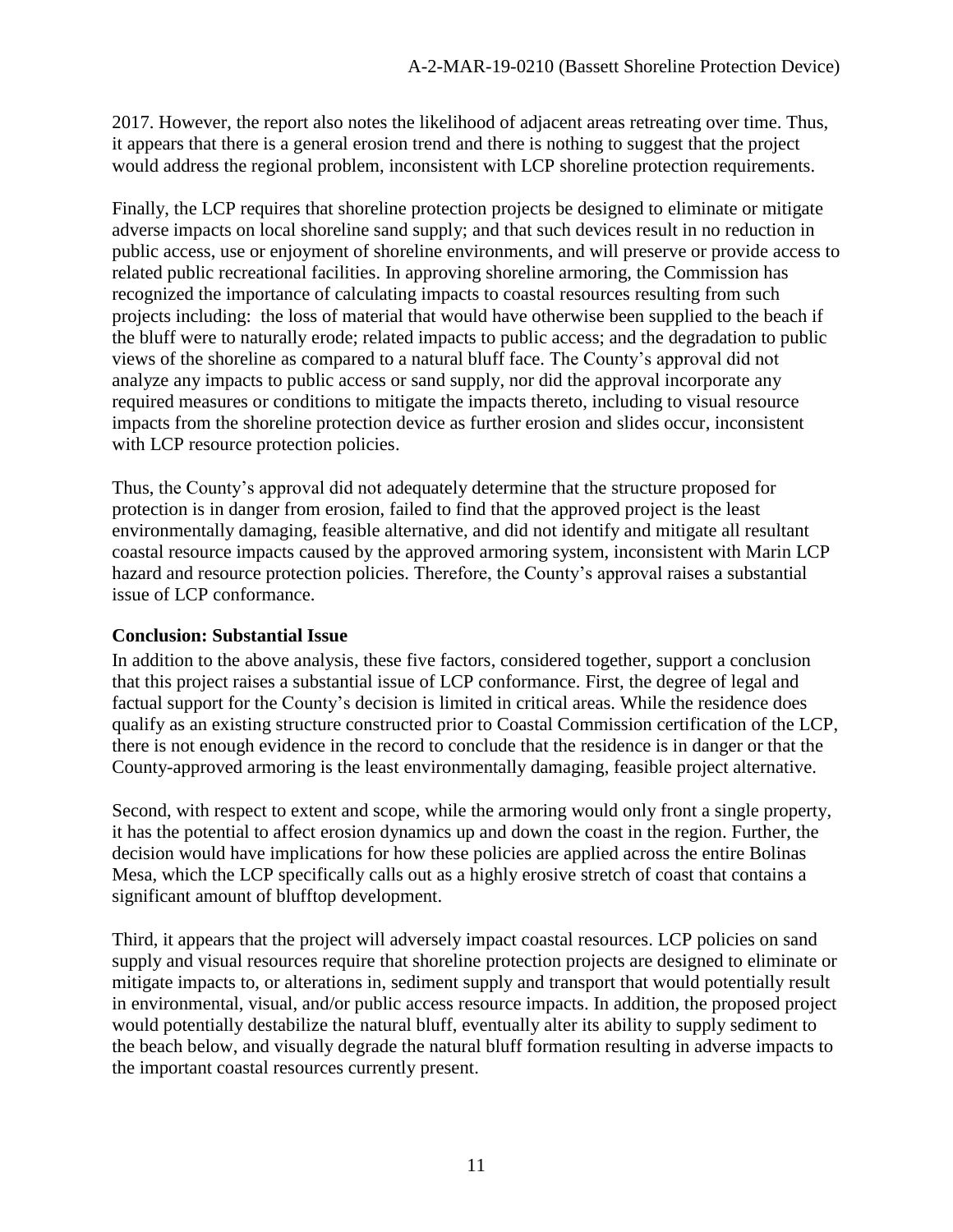2017. However, the report also notes the likelihood of adjacent areas retreating over time. Thus, it appears that there is a general erosion trend and there is nothing to suggest that the project would address the regional problem, inconsistent with LCP shoreline protection requirements.

Finally, the LCP requires that shoreline protection projects be designed to eliminate or mitigate adverse impacts on local shoreline sand supply; and that such devices result in no reduction in public access, use or enjoyment of shoreline environments, and will preserve or provide access to related public recreational facilities. In approving shoreline armoring, the Commission has recognized the importance of calculating impacts to coastal resources resulting from such projects including: the loss of material that would have otherwise been supplied to the beach if the bluff were to naturally erode; related impacts to public access; and the degradation to public views of the shoreline as compared to a natural bluff face. The County's approval did not analyze any impacts to public access or sand supply, nor did the approval incorporate any required measures or conditions to mitigate the impacts thereto, including to visual resource impacts from the shoreline protection device as further erosion and slides occur, inconsistent with LCP resource protection policies.

Thus, the County's approval did not adequately determine that the structure proposed for protection is in danger from erosion, failed to find that the approved project is the least environmentally damaging, feasible alternative, and did not identify and mitigate all resultant coastal resource impacts caused by the approved armoring system, inconsistent with Marin LCP hazard and resource protection policies. Therefore, the County's approval raises a substantial issue of LCP conformance.

**Conclusion: Substantial Issue**

In addition to the above analysis, these five factors, considered together, support a conclusion that this project raises a substantial issue of LCP conformance. First, the degree of legal and factual support for the County's decision is limited in critical areas. While the residence does qualify as an existing structure constructed prior to Coastal Commission certification of the LCP, there is not enough evidence in the record to conclude that the residence is in danger or that the County-approved armoring is the least environmentally damaging, feasible project alternative.

Second, with respect to extent and scope, while the armoring would only front a single property, it has the potential to affect erosion dynamics up and down the coast in the region. Further, the decision would have implications for how these policies are applied across the entire Bolinas Mesa, which the LCP specifically calls out as a highly erosive stretch of coast that contains a significant amount of blufftop development.

Third, it appears that the project will adversely impact coastal resources. LCP policies on sand supply and visual resources require that shoreline protection projects are designed to eliminate or mitigate impacts to, or alterations in, sediment supply and transport that would potentially result in environmental, visual, and/or public access resource impacts. In addition, the proposed project would potentially destabilize the natural bluff, eventually alter its ability to supply sediment to the beach below, and visually degrade the natural bluff formation resulting in adverse impacts to the important coastal resources currently present.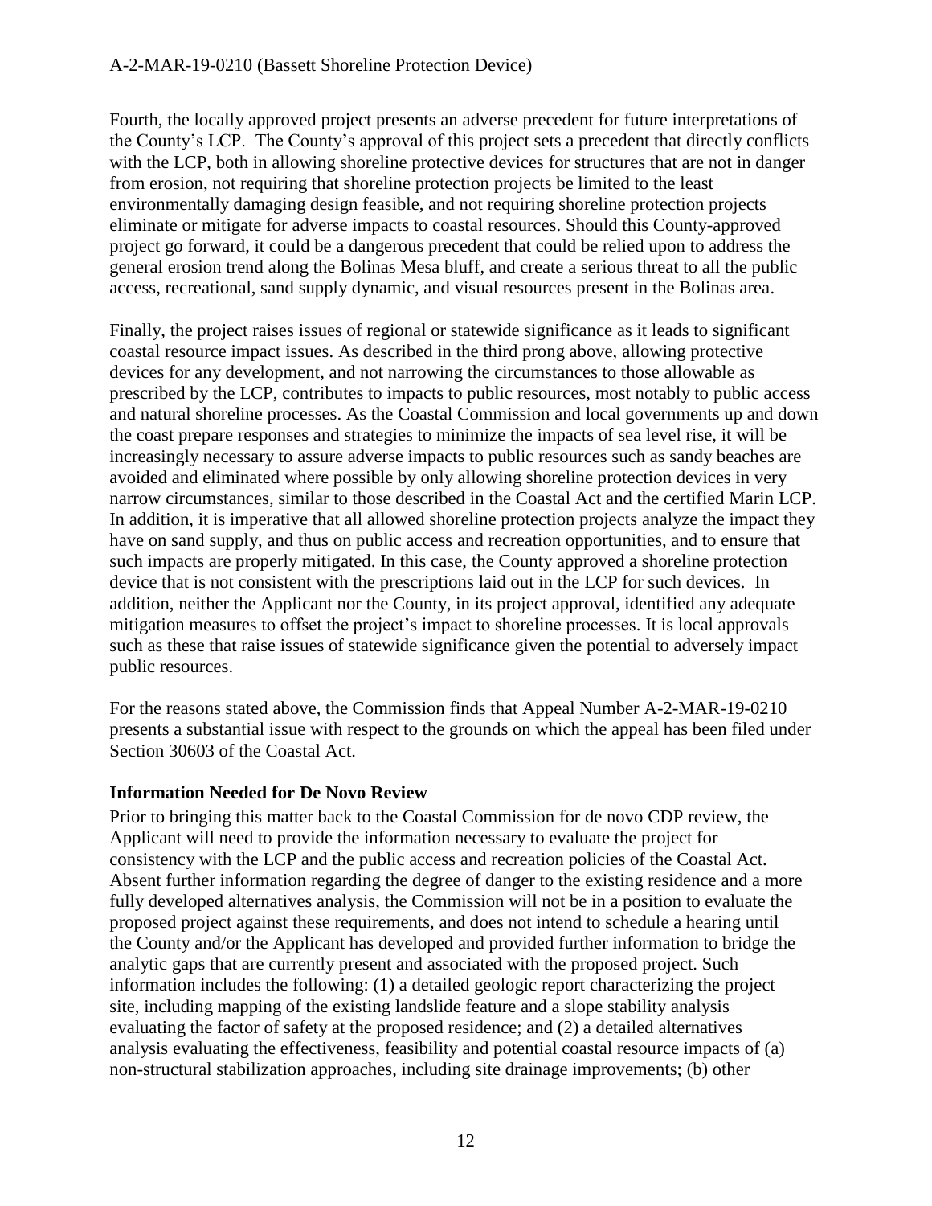Fourth, the locally approved project presents an adverse precedent for future interpretations of the County's LCP. The County's approval of this project sets a precedent that directly conflicts with the LCP, both in allowing shoreline protective devices for structures that are not in danger from erosion, not requiring that shoreline protection projects be limited to the least environmentally damaging design feasible, and not requiring shoreline protection projects eliminate or mitigate for adverse impacts to coastal resources. Should this County-approved project go forward, it could be a dangerous precedent that could be relied upon to address the general erosion trend along the Bolinas Mesa bluff, and create a serious threat to all the public access, recreational, sand supply dynamic, and visual resources present in the Bolinas area.

Finally, the project raises issues of regional or statewide significance as it leads to significant coastal resource impact issues. As described in the third prong above, allowing protective devices for any development, and not narrowing the circumstances to those allowable as prescribed by the LCP, contributes to impacts to public resources, most notably to public access and natural shoreline processes. As the Coastal Commission and local governments up and down the coast prepare responses and strategies to minimize the impacts of sea level rise, it will be increasingly necessary to assure adverse impacts to public resources such as sandy beaches are avoided and eliminated where possible by only allowing shoreline protection devices in very narrow circumstances, similar to those described in the Coastal Act and the certified Marin LCP. In addition, it is imperative that all allowed shoreline protection projects analyze the impact they have on sand supply, and thus on public access and recreation opportunities, and to ensure that such impacts are properly mitigated. In this case, the County approved a shoreline protection device that is not consistent with the prescriptions laid out in the LCP for such devices. In addition, neither the Applicant nor the County, in its project approval, identified any adequate mitigation measures to offset the project's impact to shoreline processes. It is local approvals such as these that raise issues of statewide significance given the potential to adversely impact public resources.

For the reasons stated above, the Commission finds that Appeal Number A-2-MAR-19-0210 presents a substantial issue with respect to the grounds on which the appeal has been filed under Section 30603 of the Coastal Act.

**Information Needed for De Novo Review**

Prior to bringing this matter back to the Coastal Commission for de novo CDP review, the Applicant will need to provide the information necessary to evaluate the project for consistency with the LCP and the public access and recreation policies of the Coastal Act. Absent further information regarding the degree of danger to the existing residence and a more fully developed alternatives analysis, the Commission will not be in a position to evaluate the proposed project against these requirements, and does not intend to schedule a hearing until the County and/or the Applicant has developed and provided further information to bridge the analytic gaps that are currently present and associated with the proposed project. Such information includes the following: (1) a detailed geologic report characterizing the project site, including mapping of the existing landslide feature and a slope stability analysis evaluating the factor of safety at the proposed residence; and (2) a detailed alternatives analysis evaluating the effectiveness, feasibility and potential coastal resource impacts of (a) non-structural stabilization approaches, including site drainage improvements; (b) other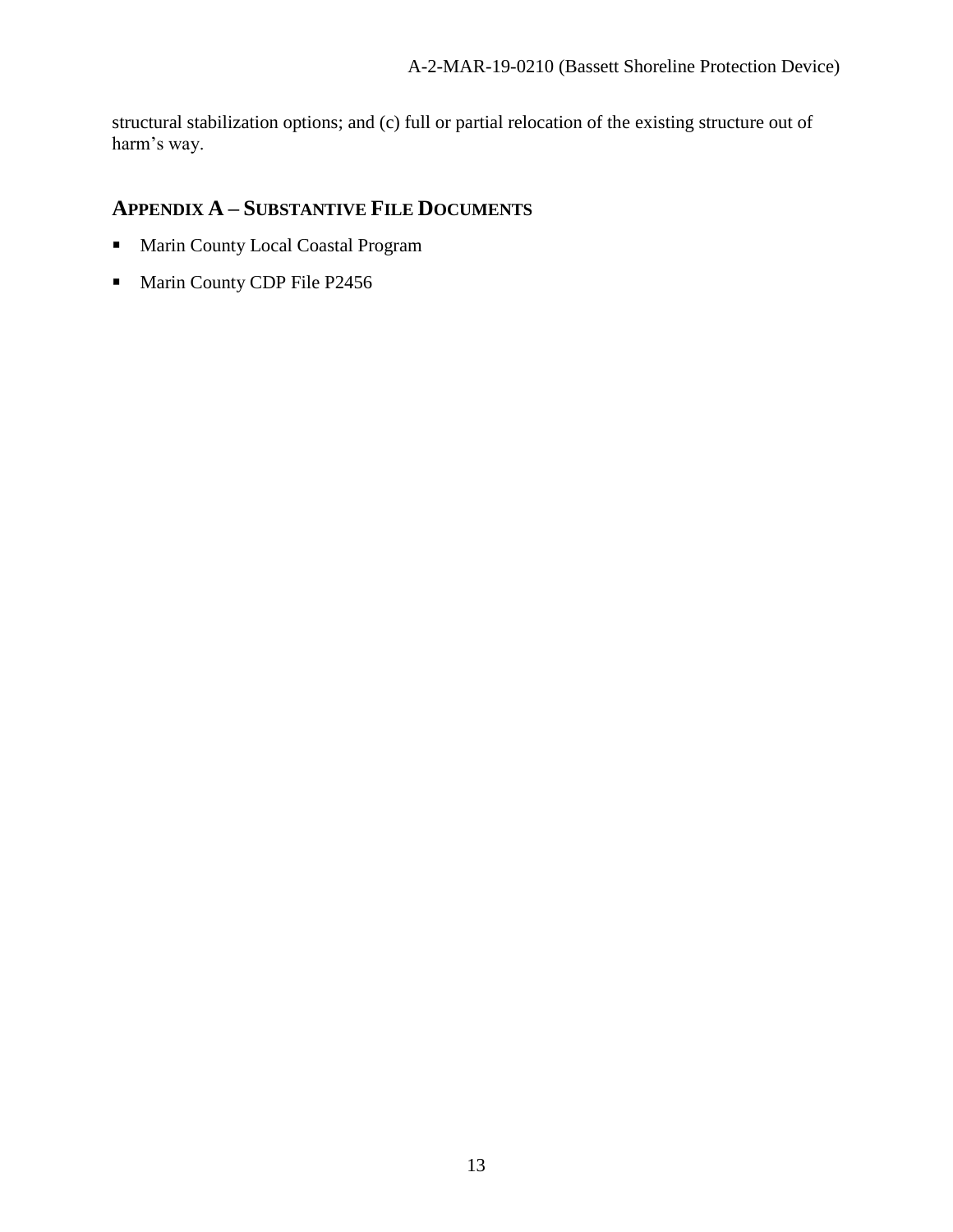structural stabilization options; and (c) full or partial relocation of the existing structure out of harm's way.

## APPENDIX A – SUBSTANTIVE FILE DOCUMENTS

- Marin County Local Coastal Program
- Marin County CDP File P2456